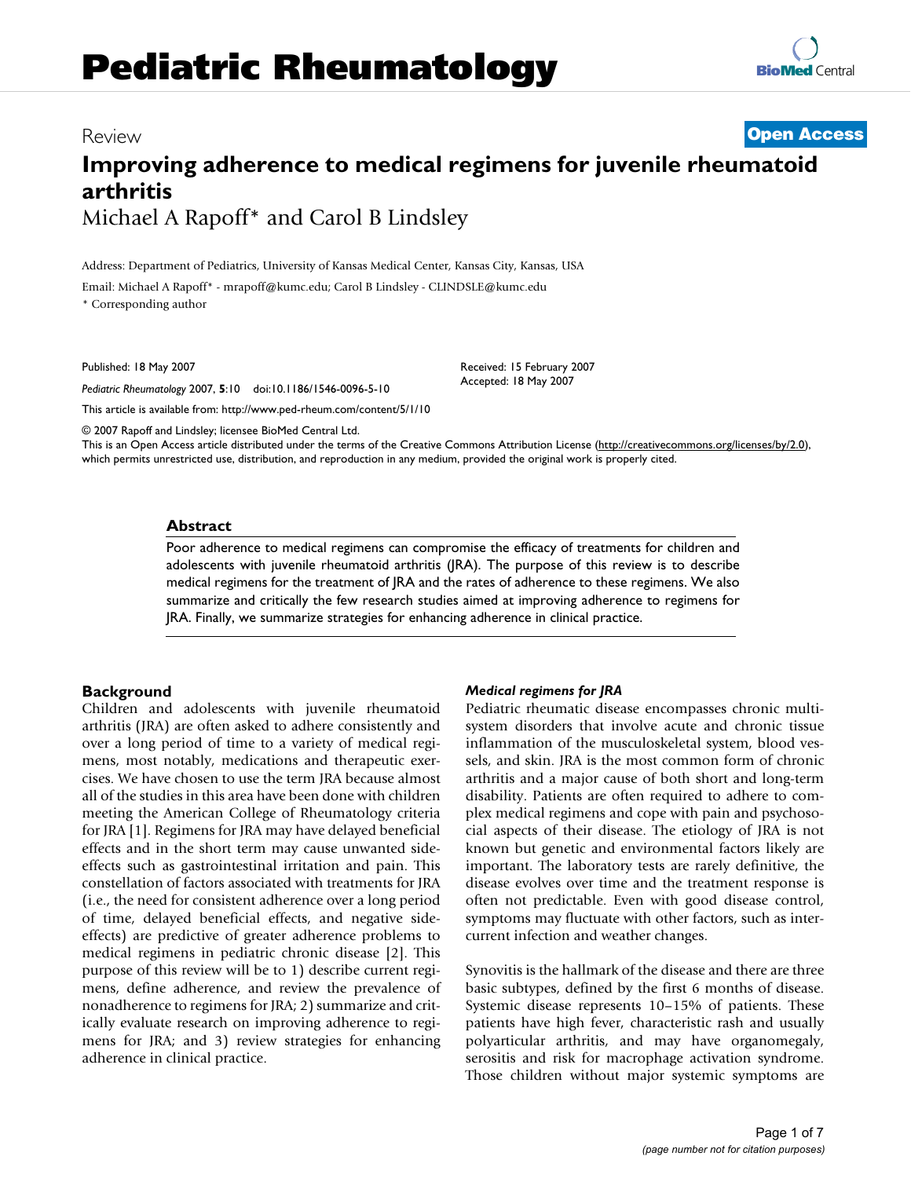Review

**Open Access**

# Improving adherence to medical regimens for juvenile rheumatoid arthritis

Michael A Rapoff* and Carol B Lindsley

Address: Department of Pediatrics, University of Kansas Medical Center, Kansas City, Kansas, USA

Email: Michael A Rapoff* - mrapoff@kumc.edu; Carol B Lindsley - CLINDSLE@kumc.edu

* Corresponding author

Published: 18 May 2007

*Pediatric Rheumatology* 2007, **5**:10 doi:10.1186/1546-0096-5-10

Received: 15 February 2007
Accepted: 18 May 2007

This article is available from: http://www.ped-rheum.com/content/5/1/10

© 2007 Rapoff and Lindsley; licensee BioMed Central Ltd.

This is an Open Access article distributed under the terms of the Creative Commons Attribution License (http://creativecommons.org/licenses/by/2.0), which permits unrestricted use, distribution, and reproduction in any medium, provided the original work is properly cited.

## Abstract

Poor adherence to medical regimens can compromise the efficacy of treatments for children and adolescents with juvenile rheumatoid arthritis (JRA). The purpose of this review is to describe medical regimens for the treatment of JRA and the rates of adherence to these regimens. We also summarize and critically the few research studies aimed at improving adherence to regimens for JRA. Finally, we summarize strategies for enhancing adherence in clinical practice.

## Background

Children and adolescents with juvenile rheumatoid arthritis (JRA) are often asked to adhere consistently and over a long period of time to a variety of medical regimens, most notably, medications and therapeutic exercises. We have chosen to use the term JRA because almost all of the studies in this area have been done with children meeting the American College of Rheumatology criteria for JRA [1]. Regimens for JRA may have delayed beneficial effects and in the short term may cause unwanted side-effects such as gastrointestinal irritation and pain. This constellation of factors associated with treatments for JRA (i.e., the need for consistent adherence over a long period of time, delayed beneficial effects, and negative side-effects) are predictive of greater adherence problems to medical regimens in pediatric chronic disease [2]. This purpose of this review will be to 1) describe current regimens, define adherence, and review the prevalence of nonadherence to regimens for JRA; 2) summarize and critically evaluate research on improving adherence to regimens for JRA; and 3) review strategies for enhancing adherence in clinical practice.

### *Medical regimens for JRA*

Pediatric rheumatic disease encompasses chronic multi-system disorders that involve acute and chronic tissue inflammation of the musculoskeletal system, blood vessels, and skin. JRA is the most common form of chronic arthritis and a major cause of both short and long-term disability. Patients are often required to adhere to complex medical regimens and cope with pain and psychosocial aspects of their disease. The etiology of JRA is not known but genetic and environmental factors likely are important. The laboratory tests are rarely definitive, the disease evolves over time and the treatment response is often not predictable. Even with good disease control, symptoms may fluctuate with other factors, such as intercurrent infection and weather changes.

Synovitis is the hallmark of the disease and there are three basic subtypes, defined by the first 6 months of disease. Systemic disease represents 10–15% of patients. These patients have high fever, characteristic rash and usually polyarticular arthritis, and may have organomegaly, serositis and risk for macrophage activation syndrome. Those children without major systemic symptoms are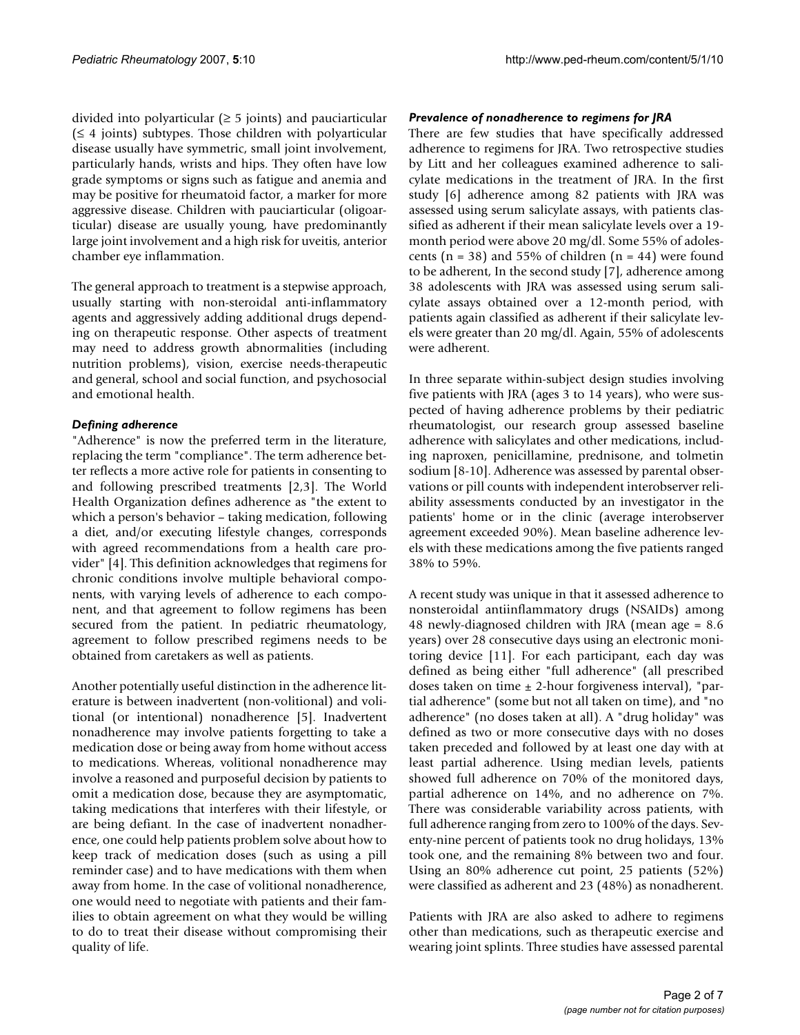divided into polyarticular (≥ 5 joints) and pauciarticular (≤ 4 joints) subtypes. Those children with polyarticular disease usually have symmetric, small joint involvement, particularly hands, wrists and hips. They often have low grade symptoms or signs such as fatigue and anemia and may be positive for rheumatoid factor, a marker for more aggressive disease. Children with pauciarticular (oligoarticular) disease are usually young, have predominantly large joint involvement and a high risk for uveitis, anterior chamber eye inflammation.

The general approach to treatment is a stepwise approach, usually starting with non-steroidal anti-inflammatory agents and aggressively adding additional drugs depending on therapeutic response. Other aspects of treatment may need to address growth abnormalities (including nutrition problems), vision, exercise needs-therapeutic and general, school and social function, and psychosocial and emotional health.

### *Defining adherence*

"Adherence" is now the preferred term in the literature, replacing the term "compliance". The term adherence better reflects a more active role for patients in consenting to and following prescribed treatments [2,3]. The World Health Organization defines adherence as "the extent to which a person's behavior – taking medication, following a diet, and/or executing lifestyle changes, corresponds with agreed recommendations from a health care provider" [4]. This definition acknowledges that regimens for chronic conditions involve multiple behavioral components, with varying levels of adherence to each component, and that agreement to follow regimens has been secured from the patient. In pediatric rheumatology, agreement to follow prescribed regimens needs to be obtained from caretakers as well as patients.

Another potentially useful distinction in the adherence literature is between inadvertent (non-volitional) and volitional (or intentional) nonadherence [5]. Inadvertent nonadherence may involve patients forgetting to take a medication dose or being away from home without access to medications. Whereas, volitional nonadherence may involve a reasoned and purposeful decision by patients to omit a medication dose, because they are asymptomatic, taking medications that interferes with their lifestyle, or are being defiant. In the case of inadvertent nonadherence, one could help patients problem solve about how to keep track of medication doses (such as using a pill reminder case) and to have medications with them when away from home. In the case of volitional nonadherence, one would need to negotiate with patients and their families to obtain agreement on what they would be willing to do to treat their disease without compromising their quality of life.

### *Prevalence of nonadherence to regimens for JRA*

There are few studies that have specifically addressed adherence to regimens for JRA. Two retrospective studies by Litt and her colleagues examined adherence to salicylate medications in the treatment of JRA. In the first study [6] adherence among 82 patients with JRA was assessed using serum salicylate assays, with patients classified as adherent if their mean salicylate levels over a 19-month period were above 20 mg/dl. Some 55% of adolescents (n = 38) and 55% of children (n = 44) were found to be adherent, In the second study [7], adherence among 38 adolescents with JRA was assessed using serum salicylate assays obtained over a 12-month period, with patients again classified as adherent if their salicylate levels were greater than 20 mg/dl. Again, 55% of adolescents were adherent.

In three separate within-subject design studies involving five patients with JRA (ages 3 to 14 years), who were suspected of having adherence problems by their pediatric rheumatologist, our research group assessed baseline adherence with salicylates and other medications, including naproxen, penicillamine, prednisone, and tolmetin sodium [8-10]. Adherence was assessed by parental observations or pill counts with independent interobserver reliability assessments conducted by an investigator in the patients' home or in the clinic (average interobserver agreement exceeded 90%). Mean baseline adherence levels with these medications among the five patients ranged 38% to 59%.

A recent study was unique in that it assessed adherence to nonsteroidal antiinflammatory drugs (NSAIDs) among 48 newly-diagnosed children with JRA (mean age = 8.6 years) over 28 consecutive days using an electronic monitoring device [11]. For each participant, each day was defined as being either "full adherence" (all prescribed doses taken on time ± 2-hour forgiveness interval), "partial adherence" (some but not all taken on time), and "no adherence" (no doses taken at all). A "drug holiday" was defined as two or more consecutive days with no doses taken preceded and followed by at least one day with at least partial adherence. Using median levels, patients showed full adherence on 70% of the monitored days, partial adherence on 14%, and no adherence on 7%. There was considerable variability across patients, with full adherence ranging from zero to 100% of the days. Seventy-nine percent of patients took no drug holidays, 13% took one, and the remaining 8% between two and four. Using an 80% adherence cut point, 25 patients (52%) were classified as adherent and 23 (48%) as nonadherent.

Patients with JRA are also asked to adhere to regimens other than medications, such as therapeutic exercise and wearing joint splints. Three studies have assessed parental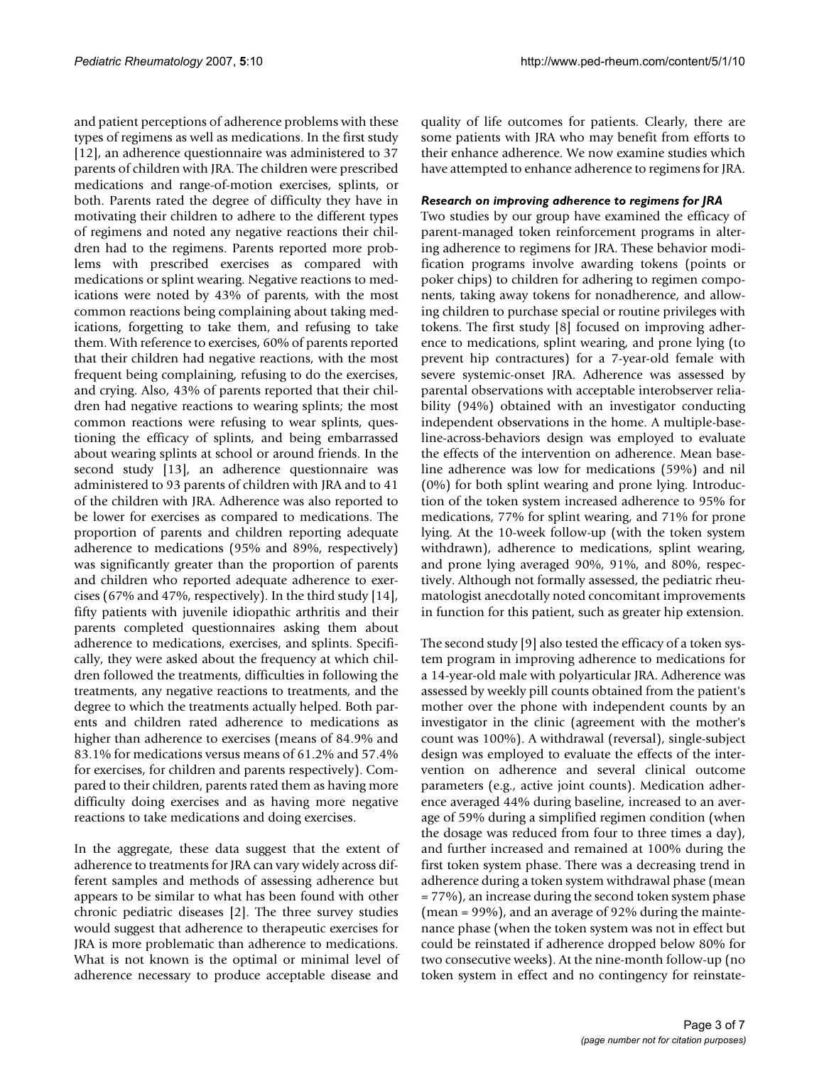and patient perceptions of adherence problems with these types of regimens as well as medications. In the first study [12], an adherence questionnaire was administered to 37 parents of children with JRA. The children were prescribed medications and range-of-motion exercises, splints, or both. Parents rated the degree of difficulty they have in motivating their children to adhere to the different types of regimens and noted any negative reactions their children had to the regimens. Parents reported more problems with prescribed exercises as compared with medications or splint wearing. Negative reactions to medications were noted by 43% of parents, with the most common reactions being complaining about taking medications, forgetting to take them, and refusing to take them. With reference to exercises, 60% of parents reported that their children had negative reactions, with the most frequent being complaining, refusing to do the exercises, and crying. Also, 43% of parents reported that their children had negative reactions to wearing splints; the most common reactions were refusing to wear splints, questioning the efficacy of splints, and being embarrassed about wearing splints at school or around friends. In the second study [13], an adherence questionnaire was administered to 93 parents of children with JRA and to 41 of the children with JRA. Adherence was also reported to be lower for exercises as compared to medications. The proportion of parents and children reporting adequate adherence to medications (95% and 89%, respectively) was significantly greater than the proportion of parents and children who reported adequate adherence to exercises (67% and 47%, respectively). In the third study [14], fifty patients with juvenile idiopathic arthritis and their parents completed questionnaires asking them about adherence to medications, exercises, and splints. Specifically, they were asked about the frequency at which children followed the treatments, difficulties in following the treatments, any negative reactions to treatments, and the degree to which the treatments actually helped. Both parents and children rated adherence to medications as higher than adherence to exercises (means of 84.9% and 83.1% for medications versus means of 61.2% and 57.4% for exercises, for children and parents respectively). Compared to their children, parents rated them as having more difficulty doing exercises and as having more negative reactions to take medications and doing exercises.

In the aggregate, these data suggest that the extent of adherence to treatments for JRA can vary widely across different samples and methods of assessing adherence but appears to be similar to what has been found with other chronic pediatric diseases [2]. The three survey studies would suggest that adherence to therapeutic exercises for JRA is more problematic than adherence to medications. What is not known is the optimal or minimal level of adherence necessary to produce acceptable disease and quality of life outcomes for patients. Clearly, there are some patients with JRA who may benefit from efforts to their enhance adherence. We now examine studies which have attempted to enhance adherence to regimens for JRA.

### *Research on improving adherence to regimens for JRA*

Two studies by our group have examined the efficacy of parent-managed token reinforcement programs in altering adherence to regimens for JRA. These behavior modification programs involve awarding tokens (points or poker chips) to children for adhering to regimen components, taking away tokens for nonadherence, and allowing children to purchase special or routine privileges with tokens. The first study [8] focused on improving adherence to medications, splint wearing, and prone lying (to prevent hip contractures) for a 7-year-old female with severe systemic-onset JRA. Adherence was assessed by parental observations with acceptable interobserver reliability (94%) obtained with an investigator conducting independent observations in the home. A multiple-baseline-across-behaviors design was employed to evaluate the effects of the intervention on adherence. Mean baseline adherence was low for medications (59%) and nil (0%) for both splint wearing and prone lying. Introduction of the token system increased adherence to 95% for medications, 77% for splint wearing, and 71% for prone lying. At the 10-week follow-up (with the token system withdrawn), adherence to medications, splint wearing, and prone lying averaged 90%, 91%, and 80%, respectively. Although not formally assessed, the pediatric rheumatologist anecdotally noted concomitant improvements in function for this patient, such as greater hip extension.

The second study [9] also tested the efficacy of a token system program in improving adherence to medications for a 14-year-old male with polyarticular JRA. Adherence was assessed by weekly pill counts obtained from the patient's mother over the phone with independent counts by an investigator in the clinic (agreement with the mother's count was 100%). A withdrawal (reversal), single-subject design was employed to evaluate the effects of the intervention on adherence and several clinical outcome parameters (e.g., active joint counts). Medication adherence averaged 44% during baseline, increased to an average of 59% during a simplified regimen condition (when the dosage was reduced from four to three times a day), and further increased and remained at 100% during the first token system phase. There was a decreasing trend in adherence during a token system withdrawal phase (mean = 77%), an increase during the second token system phase (mean = 99%), and an average of 92% during the maintenance phase (when the token system was not in effect but could be reinstated if adherence dropped below 80% for two consecutive weeks). At the nine-month follow-up (no token system in effect and no contingency for reinstate-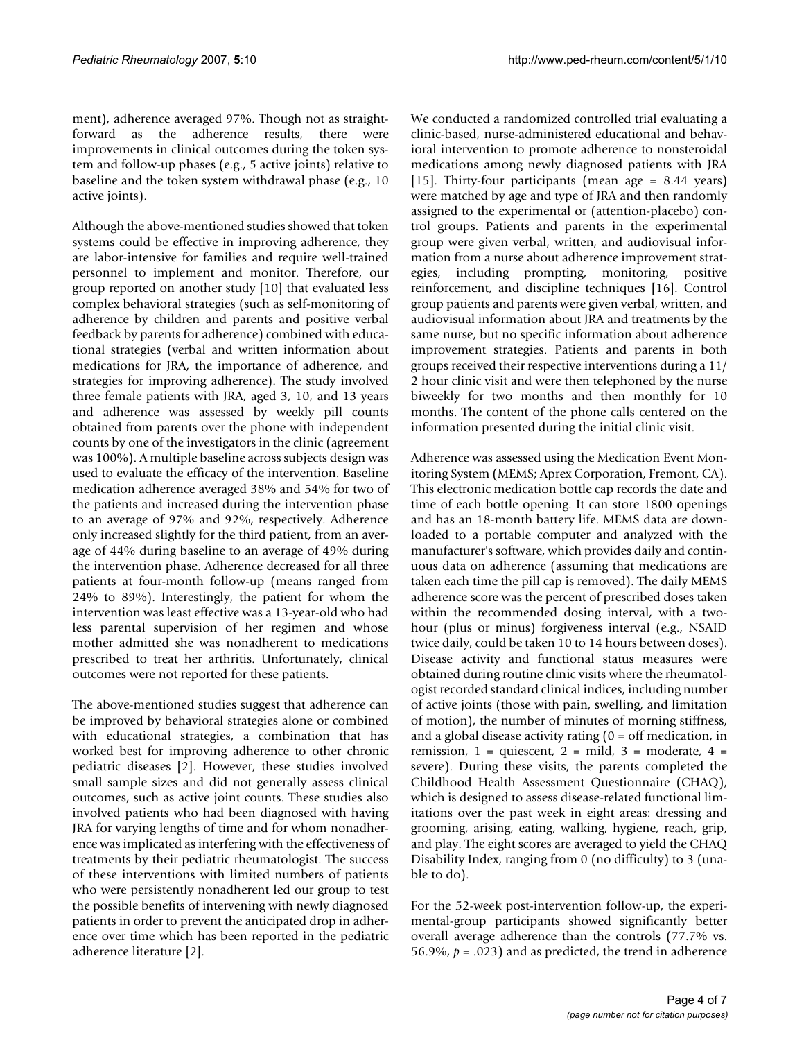ment), adherence averaged 97%. Though not as straightforward as the adherence results, there were improvements in clinical outcomes during the token system and follow-up phases (e.g., 5 active joints) relative to baseline and the token system withdrawal phase (e.g., 10 active joints).

Although the above-mentioned studies showed that token systems could be effective in improving adherence, they are labor-intensive for families and require well-trained personnel to implement and monitor. Therefore, our group reported on another study [10] that evaluated less complex behavioral strategies (such as self-monitoring of adherence by children and parents and positive verbal feedback by parents for adherence) combined with educational strategies (verbal and written information about medications for JRA, the importance of adherence, and strategies for improving adherence). The study involved three female patients with JRA, aged 3, 10, and 13 years and adherence was assessed by weekly pill counts obtained from parents over the phone with independent counts by one of the investigators in the clinic (agreement was 100%). A multiple baseline across subjects design was used to evaluate the efficacy of the intervention. Baseline medication adherence averaged 38% and 54% for two of the patients and increased during the intervention phase to an average of 97% and 92%, respectively. Adherence only increased slightly for the third patient, from an average of 44% during baseline to an average of 49% during the intervention phase. Adherence decreased for all three patients at four-month follow-up (means ranged from 24% to 89%). Interestingly, the patient for whom the intervention was least effective was a 13-year-old who had less parental supervision of her regimen and whose mother admitted she was nonadherent to medications prescribed to treat her arthritis. Unfortunately, clinical outcomes were not reported for these patients.

The above-mentioned studies suggest that adherence can be improved by behavioral strategies alone or combined with educational strategies, a combination that has worked best for improving adherence to other chronic pediatric diseases [2]. However, these studies involved small sample sizes and did not generally assess clinical outcomes, such as active joint counts. These studies also involved patients who had been diagnosed with having JRA for varying lengths of time and for whom nonadherence was implicated as interfering with the effectiveness of treatments by their pediatric rheumatologist. The success of these interventions with limited numbers of patients who were persistently nonadherent led our group to test the possible benefits of intervening with newly diagnosed patients in order to prevent the anticipated drop in adherence over time which has been reported in the pediatric adherence literature [2].

We conducted a randomized controlled trial evaluating a clinic-based, nurse-administered educational and behavioral intervention to promote adherence to nonsteroidal medications among newly diagnosed patients with JRA [15]. Thirty-four participants (mean age = 8.44 years) were matched by age and type of JRA and then randomly assigned to the experimental or (attention-placebo) control groups. Patients and parents in the experimental group were given verbal, written, and audiovisual information from a nurse about adherence improvement strategies, including prompting, monitoring, positive reinforcement, and discipline techniques [16]. Control group patients and parents were given verbal, written, and audiovisual information about JRA and treatments by the same nurse, but no specific information about adherence improvement strategies. Patients and parents in both groups received their respective interventions during a 11/2 hour clinic visit and were then telephoned by the nurse biweekly for two months and then monthly for 10 months. The content of the phone calls centered on the information presented during the initial clinic visit.

Adherence was assessed using the Medication Event Monitoring System (MEMS; Aprex Corporation, Fremont, CA). This electronic medication bottle cap records the date and time of each bottle opening. It can store 1800 openings and has an 18-month battery life. MEMS data are downloaded to a portable computer and analyzed with the manufacturer's software, which provides daily and continuous data on adherence (assuming that medications are taken each time the pill cap is removed). The daily MEMS adherence score was the percent of prescribed doses taken within the recommended dosing interval, with a two-hour (plus or minus) forgiveness interval (e.g., NSAID twice daily, could be taken 10 to 14 hours between doses). Disease activity and functional status measures were obtained during routine clinic visits where the rheumatologist recorded standard clinical indices, including number of active joints (those with pain, swelling, and limitation of motion), the number of minutes of morning stiffness, and a global disease activity rating (0 = off medication, in remission, 1 = quiescent, 2 = mild, 3 = moderate, 4 = severe). During these visits, the parents completed the Childhood Health Assessment Questionnaire (CHAQ), which is designed to assess disease-related functional limitations over the past week in eight areas: dressing and grooming, arising, eating, walking, hygiene, reach, grip, and play. The eight scores are averaged to yield the CHAQ Disability Index, ranging from 0 (no difficulty) to 3 (unable to do).

For the 52-week post-intervention follow-up, the experimental-group participants showed significantly better overall average adherence than the controls (77.7% vs. 56.9%, $p = .023$) and as predicted, the trend in adherence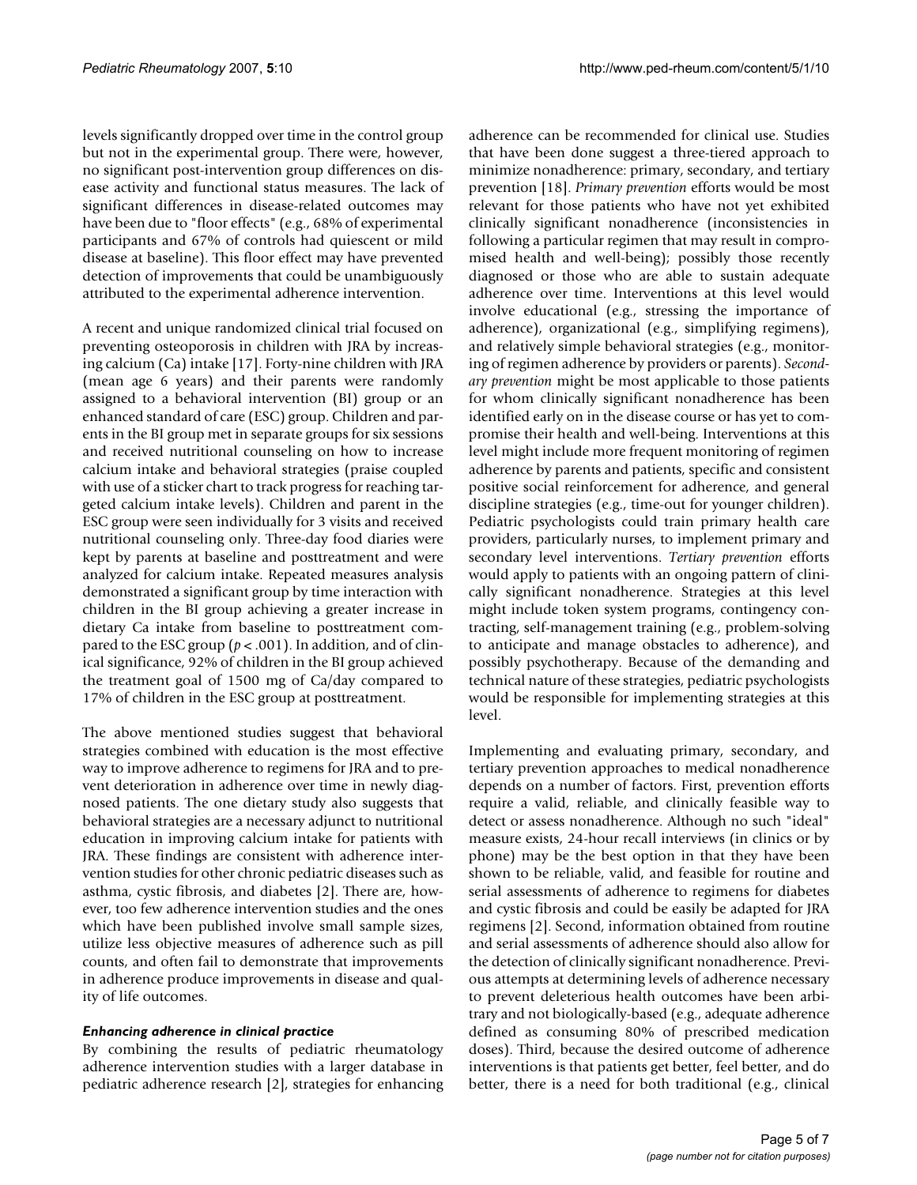levels significantly dropped over time in the control group but not in the experimental group. There were, however, no significant post-intervention group differences on disease activity and functional status measures. The lack of significant differences in disease-related outcomes may have been due to "floor effects" (e.g., 68% of experimental participants and 67% of controls had quiescent or mild disease at baseline). This floor effect may have prevented detection of improvements that could be unambiguously attributed to the experimental adherence intervention.

A recent and unique randomized clinical trial focused on preventing osteoporosis in children with JRA by increasing calcium (Ca) intake [17]. Forty-nine children with JRA (mean age 6 years) and their parents were randomly assigned to a behavioral intervention (BI) group or an enhanced standard of care (ESC) group. Children and parents in the BI group met in separate groups for six sessions and received nutritional counseling on how to increase calcium intake and behavioral strategies (praise coupled with use of a sticker chart to track progress for reaching targeted calcium intake levels). Children and parent in the ESC group were seen individually for 3 visits and received nutritional counseling only. Three-day food diaries were kept by parents at baseline and posttreatment and were analyzed for calcium intake. Repeated measures analysis demonstrated a significant group by time interaction with children in the BI group achieving a greater increase in dietary Ca intake from baseline to posttreatment compared to the ESC group ($p < .001$). In addition, and of clinical significance, 92% of children in the BI group achieved the treatment goal of 1500 mg of Ca/day compared to 17% of children in the ESC group at posttreatment.

The above mentioned studies suggest that behavioral strategies combined with education is the most effective way to improve adherence to regimens for JRA and to prevent deterioration in adherence over time in newly diagnosed patients. The one dietary study also suggests that behavioral strategies are a necessary adjunct to nutritional education in improving calcium intake for patients with JRA. These findings are consistent with adherence intervention studies for other chronic pediatric diseases such as asthma, cystic fibrosis, and diabetes [2]. There are, however, too few adherence intervention studies and the ones which have been published involve small sample sizes, utilize less objective measures of adherence such as pill counts, and often fail to demonstrate that improvements in adherence produce improvements in disease and quality of life outcomes.

### *Enhancing adherence in clinical practice*

By combining the results of pediatric rheumatology adherence intervention studies with a larger database in pediatric adherence research [2], strategies for enhancing adherence can be recommended for clinical use. Studies that have been done suggest a three-tiered approach to minimize nonadherence: primary, secondary, and tertiary prevention [18]. *Primary prevention* efforts would be most relevant for those patients who have not yet exhibited clinically significant nonadherence (inconsistencies in following a particular regimen that may result in compromised health and well-being); possibly those recently diagnosed or those who are able to sustain adequate adherence over time. Interventions at this level would involve educational (e.g., stressing the importance of adherence), organizational (e.g., simplifying regimens), and relatively simple behavioral strategies (e.g., monitoring of regimen adherence by providers or parents). *Secondary prevention* might be most applicable to those patients for whom clinically significant nonadherence has been identified early on in the disease course or has yet to compromise their health and well-being. Interventions at this level might include more frequent monitoring of regimen adherence by parents and patients, specific and consistent positive social reinforcement for adherence, and general discipline strategies (e.g., time-out for younger children). Pediatric psychologists could train primary health care providers, particularly nurses, to implement primary and secondary level interventions. *Tertiary prevention* efforts would apply to patients with an ongoing pattern of clinically significant nonadherence. Strategies at this level might include token system programs, contingency contracting, self-management training (e.g., problem-solving to anticipate and manage obstacles to adherence), and possibly psychotherapy. Because of the demanding and technical nature of these strategies, pediatric psychologists would be responsible for implementing strategies at this level.

Implementing and evaluating primary, secondary, and tertiary prevention approaches to medical nonadherence depends on a number of factors. First, prevention efforts require a valid, reliable, and clinically feasible way to detect or assess nonadherence. Although no such "ideal" measure exists, 24-hour recall interviews (in clinics or by phone) may be the best option in that they have been shown to be reliable, valid, and feasible for routine and serial assessments of adherence to regimens for diabetes and cystic fibrosis and could be easily be adapted for JRA regimens [2]. Second, information obtained from routine and serial assessments of adherence should also allow for the detection of clinically significant nonadherence. Previous attempts at determining levels of adherence necessary to prevent deleterious health outcomes have been arbitrary and not biologically-based (e.g., adequate adherence defined as consuming 80% of prescribed medication doses). Third, because the desired outcome of adherence interventions is that patients get better, feel better, and do better, there is a need for both traditional (e.g., clinical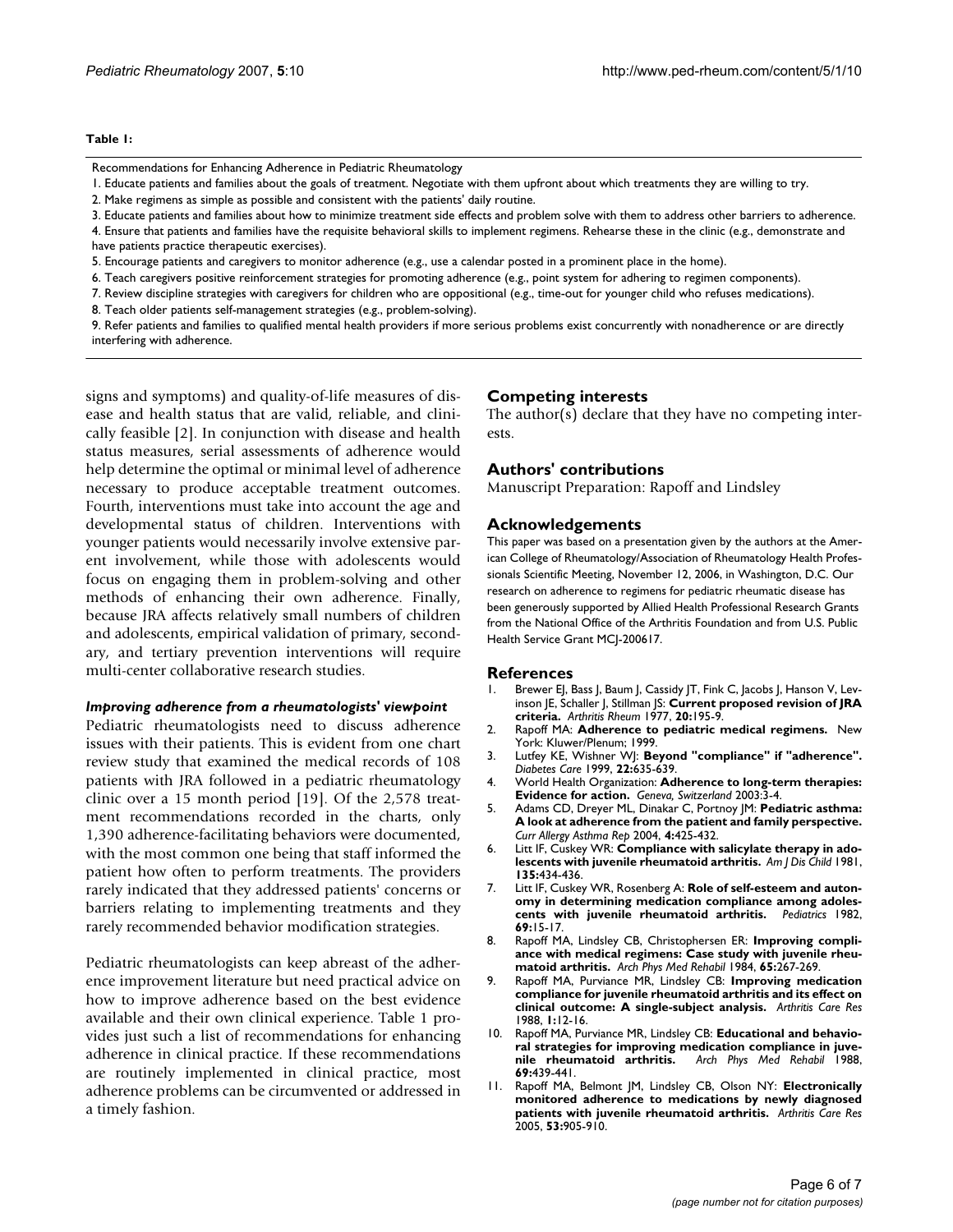**Table 1:**

| Recommendations for Enhancing Adherence in Pediatric Rheumatology |
|---|
| 1. Educate patients and families about the goals of treatment. Negotiate with them upfront about which treatments they are willing to try. |
| 2. Make regimens as simple as possible and consistent with the patients' daily routine. |
| 3. Educate patients and families about how to minimize treatment side effects and problem solve with them to address other barriers to adherence. |
| 4. Ensure that patients and families have the requisite behavioral skills to implement regimens. Rehearse these in the clinic (e.g., demonstrate and have patients practice therapeutic exercises). |
| 5. Encourage patients and caregivers to monitor adherence (e.g., use a calendar posted in a prominent place in the home). |
| 6. Teach caregivers positive reinforcement strategies for promoting adherence (e.g., point system for adhering to regimen components). |
| 7. Review discipline strategies with caregivers for children who are oppositional (e.g., time-out for younger child who refuses medications). |
| 8. Teach older patients self-management strategies (e.g., problem-solving). |
| 9. Refer patients and families to qualified mental health providers if more serious problems exist concurrently with nonadherence or are directly interfering with adherence. |

signs and symptoms) and quality-of-life measures of disease and health status that are valid, reliable, and clinically feasible [2]. In conjunction with disease and health status measures, serial assessments of adherence would help determine the optimal or minimal level of adherence necessary to produce acceptable treatment outcomes. Fourth, interventions must take into account the age and developmental status of children. Interventions with younger patients would necessarily involve extensive parent involvement, while those with adolescents would focus on engaging them in problem-solving and other methods of enhancing their own adherence. Finally, because JRA affects relatively small numbers of children and adolescents, empirical validation of primary, secondary, and tertiary prevention interventions will require multi-center collaborative research studies.

### *Improving adherence from a rheumatologists' viewpoint*

Pediatric rheumatologists need to discuss adherence issues with their patients. This is evident from one chart review study that examined the medical records of 108 patients with JRA followed in a pediatric rheumatology clinic over a 15 month period [19]. Of the 2,578 treatment recommendations recorded in the charts, only 1,390 adherence-facilitating behaviors were documented, with the most common one being that staff informed the patient how often to perform treatments. The providers rarely indicated that they addressed patients' concerns or barriers relating to implementing treatments and they rarely recommended behavior modification strategies.

Pediatric rheumatologists can keep abreast of the adherence improvement literature but need practical advice on how to improve adherence based on the best evidence available and their own clinical experience. Table 1 provides just such a list of recommendations for enhancing adherence in clinical practice. If these recommendations are routinely implemented in clinical practice, most adherence problems can be circumvented or addressed in a timely fashion.

## Competing interests

The author(s) declare that they have no competing interests.

## Authors' contributions

Manuscript Preparation: Rapoff and Lindsley

## Acknowledgements

This paper was based on a presentation given by the authors at the American College of Rheumatology/Association of Rheumatology Health Professionals Scientific Meeting, November 12, 2006, in Washington, D.C. Our research on adherence to regimens for pediatric rheumatic disease has been generously supported by Allied Health Professional Research Grants from the National Office of the Arthritis Foundation and from U.S. Public Health Service Grant MCJ-200617.

## References

1. Brewer EJ, Bass J, Baum J, Cassidy JT, Fink C, Jacobs J, Hanson V, Levinson JE, Schaller J, Stillman JS: **Current proposed revision of JRA criteria.** *Arthritis Rheum* 1977, **20:**195-9.
2. Rapoff MA: **Adherence to pediatric medical regimens.** New York: Kluwer/Plenum; 1999.
3. Lutfey KE, Wishner WJ: **Beyond "compliance" if "adherence".** *Diabetes Care* 1999, **22:**635-639.
4. World Health Organization: **Adherence to long-term therapies: Evidence for action.** *Geneva, Switzerland* 2003:3-4.
5. Adams CD, Dreyer ML, Dinakar C, Portnoy JM: **Pediatric asthma: A look at adherence from the patient and family perspective.** *Curr Allergy Asthma Rep* 2004, **4:**425-432.
6. Litt IF, Cuskey WR: **Compliance with salicylate therapy in adolescents with juvenile rheumatoid arthritis.** *Am J Dis Child* 1981, **135:**434-436.
7. Litt IF, Cuskey WR, Rosenberg A: **Role of self-esteem and autonomy in determining medication compliance among adolescents with juvenile rheumatoid arthritis.** *Pediatrics* 1982, **69:**15-17.
8. Rapoff MA, Lindsley CB, Christophersen ER: **Improving compliance with medical regimens: Case study with juvenile rheumatoid arthritis.** *Arch Phys Med Rehabil* 1984, **65:**267-269.
9. Rapoff MA, Purviance MR, Lindsley CB: **Improving medication compliance for juvenile rheumatoid arthritis and its effect on clinical outcome: A single-subject analysis.** *Arthritis Care Res* 1988, **1:**12-16.
10. Rapoff MA, Purviance MR, Lindsley CB: **Educational and behavioral strategies for improving medication compliance in juvenile rheumatoid arthritis.** *Arch Phys Med Rehabil* 1988, **69:**439-441.
11. Rapoff MA, Belmont JM, Lindsley CB, Olson NY: **Electronically monitored adherence to medications by newly diagnosed patients with juvenile rheumatoid arthritis.** *Arthritis Care Res* 2005, **53:**905-910.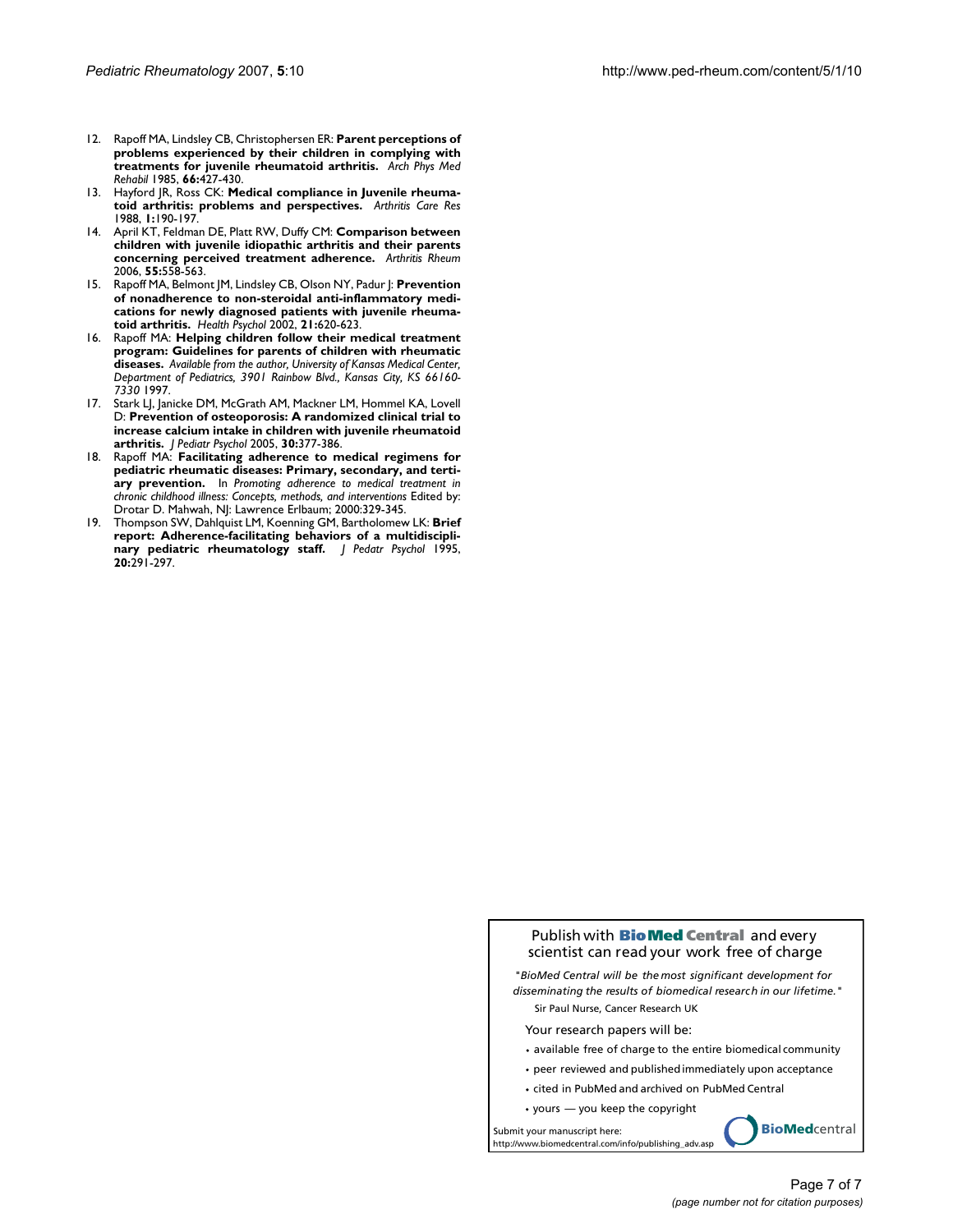12. Rapoff MA, Lindsley CB, Christophersen ER: **Parent perceptions of problems experienced by their children in complying with treatments for juvenile rheumatoid arthritis.** *Arch Phys Med Rehabil* 1985, **66:**427-430.
13. Hayford JR, Ross CK: **Medical compliance in Juvenile rheumatoid arthritis: problems and perspectives.** *Arthritis Care Res* 1988, **1:**190-197.
14. April KT, Feldman DE, Platt RW, Duffy CM: **Comparison between children with juvenile idiopathic arthritis and their parents concerning perceived treatment adherence.** *Arthritis Rheum* 2006, **55:**558-563.
15. Rapoff MA, Belmont JM, Lindsley CB, Olson NY, Padur J: **Prevention of nonadherence to non-steroidal anti-inflammatory medications for newly diagnosed patients with juvenile rheumatoid arthritis.** *Health Psychol* 2002, **21:**620-623.
16. Rapoff MA: **Helping children follow their medical treatment program: Guidelines for parents of children with rheumatic diseases.** *Available from the author, University of Kansas Medical Center, Department of Pediatrics, 3901 Rainbow Blvd., Kansas City, KS 66160-7330* 1997.
17. Stark LJ, Janicke DM, McGrath AM, Mackner LM, Hommel KA, Lovell D: **Prevention of osteoporosis: A randomized clinical trial to increase calcium intake in children with juvenile rheumatoid arthritis.** *J Pediatr Psychol* 2005, **30:**377-386.
18. Rapoff MA: **Facilitating adherence to medical regimens for pediatric rheumatic diseases: Primary, secondary, and tertiary prevention.** In *Promoting adherence to medical treatment in chronic childhood illness: Concepts, methods, and interventions* Edited by: Drotar D. Mahwah, NJ: Lawrence Erlbaum; 2000:329-345.
19. Thompson SW, Dahlquist LM, Koenning GM, Bartholomew LK: **Brief report: Adherence-facilitating behaviors of a multidisciplinary pediatric rheumatology staff.** *J Pedatr Psychol* 1995, **20:**291-297.

Publish with **BioMed Central** and every scientist can read your work free of charge

*"BioMed Central will be the most significant development for disseminating the results of biomedical research in our lifetime."*

Sir Paul Nurse, Cancer Research UK

Your research papers will be:

- available free of charge to the entire biomedical community
- peer reviewed and published immediately upon acceptance
- cited in PubMed and archived on PubMed Central
- yours — you keep the copyright

Submit your manuscript here:
http://www.biomedcentral.com/info/publishing_adv.asp

**BioMed**central